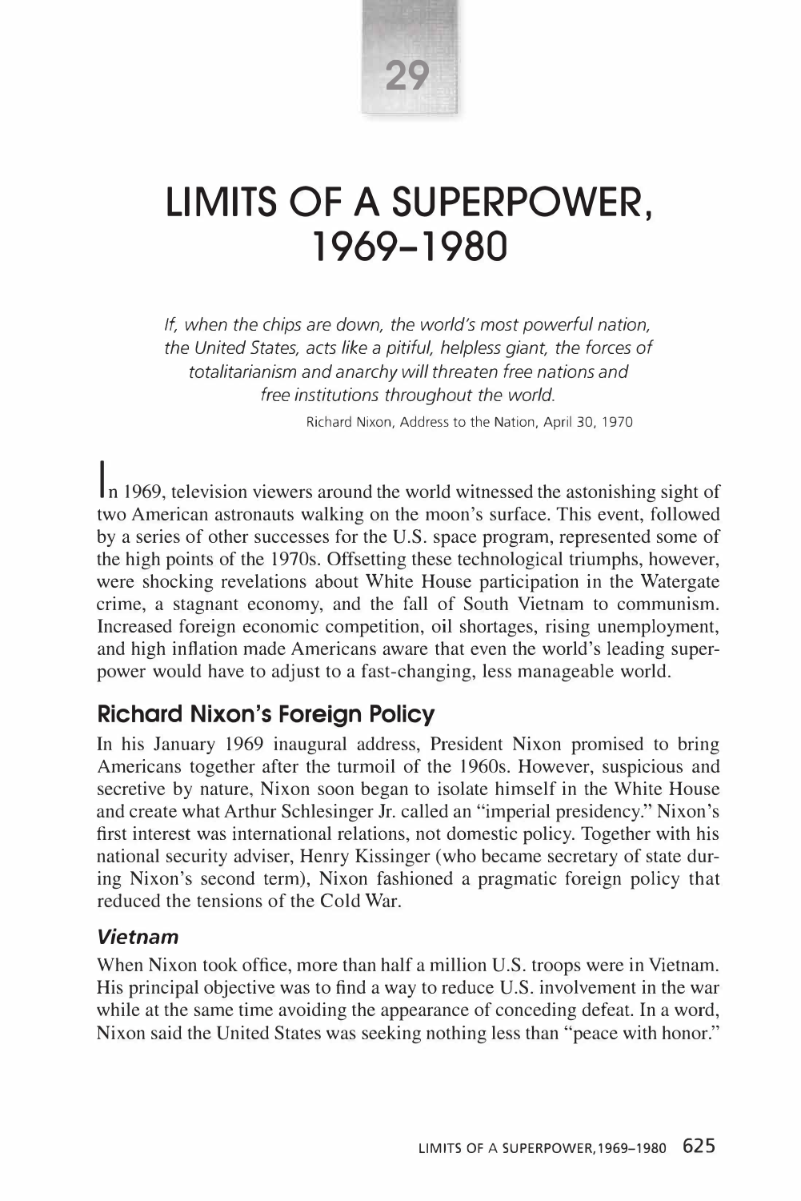29

# LIMITS OF A SUPERPOWER, 1969–1980

*If, when the chips are down, the world's most powerful nation, the United States, acts like a pitiful, helpless giant, the forces of totalitarianism and anarchy will threaten free nations and free institutions throughout the world.*

Richard Nixon, Address to the Nation, April 30, 1970

In 1969, television viewers around the world witnessed the astonishing sight of two American astronauts walking on the moon's surface. This event, followed by a series of other successes for the U.S. space program, represented some of the high points of the 1970s. Offsetting these technological triumphs, however, were shocking revelations about White House participation in the Watergate crime, a stagnant economy, and the fall of South Vietnam to communism. Increased foreign economic competition, oil shortages, rising unemployment, and high inflation made Americans aware that even the world's leading superpower would have to adjust to a fast-changing, less manageable world.

## Richard Nixon's Foreign Policy

In his January 1969 inaugural address, President Nixon promised to bring Americans together after the turmoil of the 1960s. However, suspicious and secretive by nature, Nixon soon began to isolate himself in the White House and create what Arthur Schlesinger Jr. called an "imperial presidency." Nixon's first interest was international relations, not domestic policy. Together with his national security adviser, Henry Kissinger (who became secretary of state during Nixon's second term), Nixon fashioned a pragmatic foreign policy that reduced the tensions of the Cold War.

### *Vietnam*

When Nixon took office, more than half a million U.S. troops were in Vietnam. His principal objective was to find a way to reduce U.S. involvement in the war while at the same time avoiding the appearance of conceding defeat. In a word, Nixon said the United States was seeking nothing less than "peace with honor."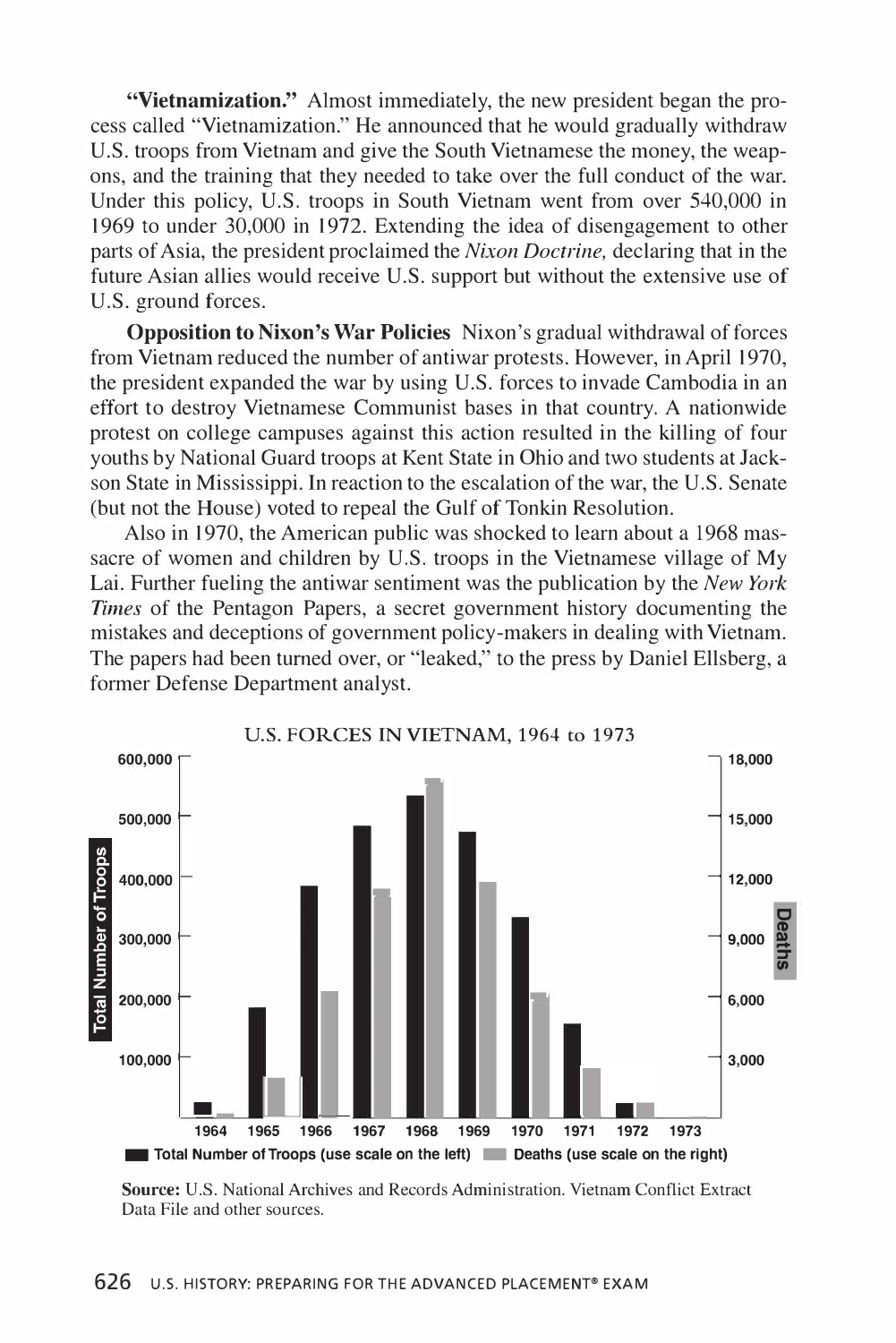**"Vietnamization."** Almost immediately, the new president began the process called "Vietnamization." He announced that he would gradually withdraw U.S. troops from Vietnam and give the South Vietnamese the money, the weapons, and the training that they needed to take over the full conduct of the war. Under this policy, U.S. troops in South Vietnam went from over 540,000 in 1969 to under 30,000 in 1972. Extending the idea of disengagement to other parts of Asia, the president proclaimed the *Nixon Doctrine,* declaring that in the future Asian allies would receive U.S. support but without the extensive use of U.S. ground forces.

**Opposition to Nixon's War Policies** Nixon's gradual withdrawal of forces from Vietnam reduced the number of antiwar protests. However, in April 1970, the president expanded the war by using U.S. forces to invade Cambodia in an effort to destroy Vietnamese Communist bases in that country. A nationwide protest on college campuses against this action resulted in the killing of four youths by National Guard troops at Kent State in Ohio and two students at Jackson State in Mississippi. In reaction to the escalation of the war, the U.S. Senate (but not the House) voted to repeal the Gulf of Tonkin Resolution.

Also in 1970, the American public was shocked to learn about a 1968 massacre of women and children by U.S. troops in the Vietnamese village of My Lai. Further fueling the antiwar sentiment was the publication by the *New York Times* of the Pentagon Papers, a secret government history documenting the mistakes and deceptions of government policy-makers in dealing with Vietnam. The papers had been turned over, or "leaked," to the press by Daniel Ellsberg, a former Defense Department analyst.

U.S. FORCES IN VIETNAM, 1964 to 1973

Total Number of Troops: 600,000, 500,000, 400,000, 300,000, 200,000, 100,000

Deaths: 18,000, 15,000, 12,000, 9,000, 6,000, 3,000

1964 1965 1966 1967 1968 1969 1970 1971 1972 1973

Total Number of Troops (use scale on the left) | Deaths (use scale on the right)

**Source:** U.S. National Archives and Records Administration. Vietnam Conflict Extract Data File and other sources.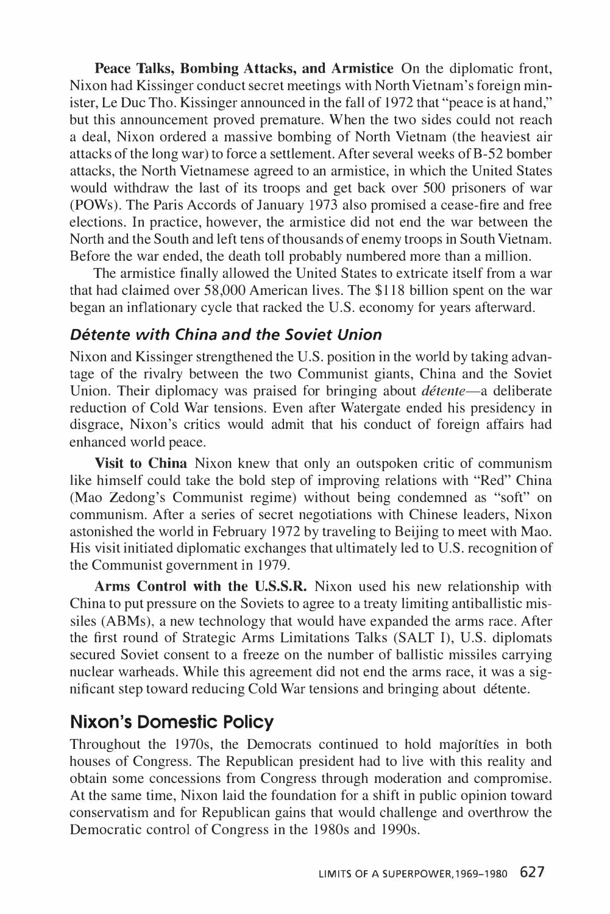**Peace Talks, Bombing Attacks, and Armistice** On the diplomatic front, Nixon had Kissinger conduct secret meetings with North Vietnam's foreign minister, Le Duc Tho. Kissinger announced in the fall of 1972 that "peace is at hand," but this announcement proved premature. When the two sides could not reach a deal, Nixon ordered a massive bombing of North Vietnam (the heaviest air attacks of the long war) to force a settlement. After several weeks of B-52 bomber attacks, the North Vietnamese agreed to an armistice, in which the United States would withdraw the last of its troops and get back over 500 prisoners of war (POWs). The Paris Accords of January 1973 also promised a cease-fire and free elections. In practice, however, the armistice did not end the war between the North and the South and left tens of thousands of enemy troops in South Vietnam. Before the war ended, the death toll probably numbered more than a million.

The armistice finally allowed the United States to extricate itself from a war that had claimed over 58,000 American lives. The $118 billion spent on the war began an inflationary cycle that racked the U.S. economy for years afterward.

### *Détente with China and the Soviet Union*

Nixon and Kissinger strengthened the U.S. position in the world by taking advantage of the rivalry between the two Communist giants, China and the Soviet Union. Their diplomacy was praised for bringing about *détente*—a deliberate reduction of Cold War tensions. Even after Watergate ended his presidency in disgrace, Nixon's critics would admit that his conduct of foreign affairs had enhanced world peace.

**Visit to China** Nixon knew that only an outspoken critic of communism like himself could take the bold step of improving relations with "Red" China (Mao Zedong's Communist regime) without being condemned as "soft" on communism. After a series of secret negotiations with Chinese leaders, Nixon astonished the world in February 1972 by traveling to Beijing to meet with Mao. His visit initiated diplomatic exchanges that ultimately led to U.S. recognition of the Communist government in 1979.

**Arms Control with the U.S.S.R.** Nixon used his new relationship with China to put pressure on the Soviets to agree to a treaty limiting antiballistic missiles (ABMs), a new technology that would have expanded the arms race. After the first round of Strategic Arms Limitations Talks (SALT I), U.S. diplomats secured Soviet consent to a freeze on the number of ballistic missiles carrying nuclear warheads. While this agreement did not end the arms race, it was a significant step toward reducing Cold War tensions and bringing about détente.

## Nixon's Domestic Policy

Throughout the 1970s, the Democrats continued to hold majorities in both houses of Congress. The Republican president had to live with this reality and obtain some concessions from Congress through moderation and compromise. At the same time, Nixon laid the foundation for a shift in public opinion toward conservatism and for Republican gains that would challenge and overthrow the Democratic control of Congress in the 1980s and 1990s.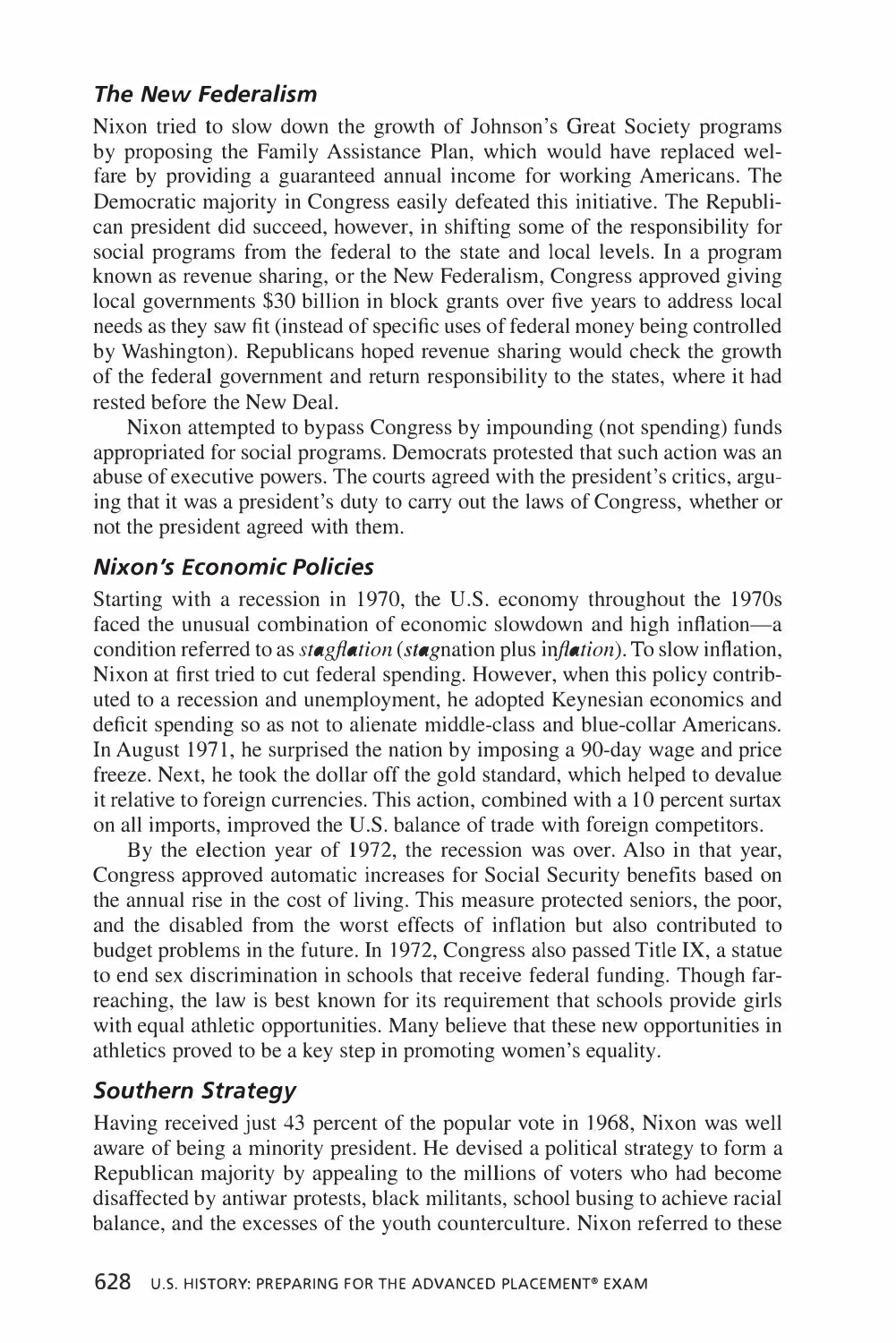### *The New Federalism*

Nixon tried to slow down the growth of Johnson's Great Society programs by proposing the Family Assistance Plan, which would have replaced welfare by providing a guaranteed annual income for working Americans. The Democratic majority in Congress easily defeated this initiative. The Republican president did succeed, however, in shifting some of the responsibility for social programs from the federal to the state and local levels. In a program known as revenue sharing, or the New Federalism, Congress approved giving local governments $30 billion in block grants over five years to address local needs as they saw fit (instead of specific uses of federal money being controlled by Washington). Republicans hoped revenue sharing would check the growth of the federal government and return responsibility to the states, where it had rested before the New Deal.

Nixon attempted to bypass Congress by impounding (not spending) funds appropriated for social programs. Democrats protested that such action was an abuse of executive powers. The courts agreed with the president's critics, arguing that it was a president's duty to carry out the laws of Congress, whether or not the president agreed with them.

### *Nixon's Economic Policies*

Starting with a recession in 1970, the U.S. economy throughout the 1970s faced the unusual combination of economic slowdown and high inflation—a condition referred to as *stagflation* (*sta*gnation plus in*flation*). To slow inflation, Nixon at first tried to cut federal spending. However, when this policy contributed to a recession and unemployment, he adopted Keynesian economics and deficit spending so as not to alienate middle-class and blue-collar Americans. In August 1971, he surprised the nation by imposing a 90-day wage and price freeze. Next, he took the dollar off the gold standard, which helped to devalue it relative to foreign currencies. This action, combined with a 10 percent surtax on all imports, improved the U.S. balance of trade with foreign competitors.

By the election year of 1972, the recession was over. Also in that year, Congress approved automatic increases for Social Security benefits based on the annual rise in the cost of living. This measure protected seniors, the poor, and the disabled from the worst effects of inflation but also contributed to budget problems in the future. In 1972, Congress also passed Title IX, a statue to end sex discrimination in schools that receive federal funding. Though far-reaching, the law is best known for its requirement that schools provide girls with equal athletic opportunities. Many believe that these new opportunities in athletics proved to be a key step in promoting women's equality.

### *Southern Strategy*

Having received just 43 percent of the popular vote in 1968, Nixon was well aware of being a minority president. He devised a political strategy to form a Republican majority by appealing to the millions of voters who had become disaffected by antiwar protests, black militants, school busing to achieve racial balance, and the excesses of the youth counterculture. Nixon referred to these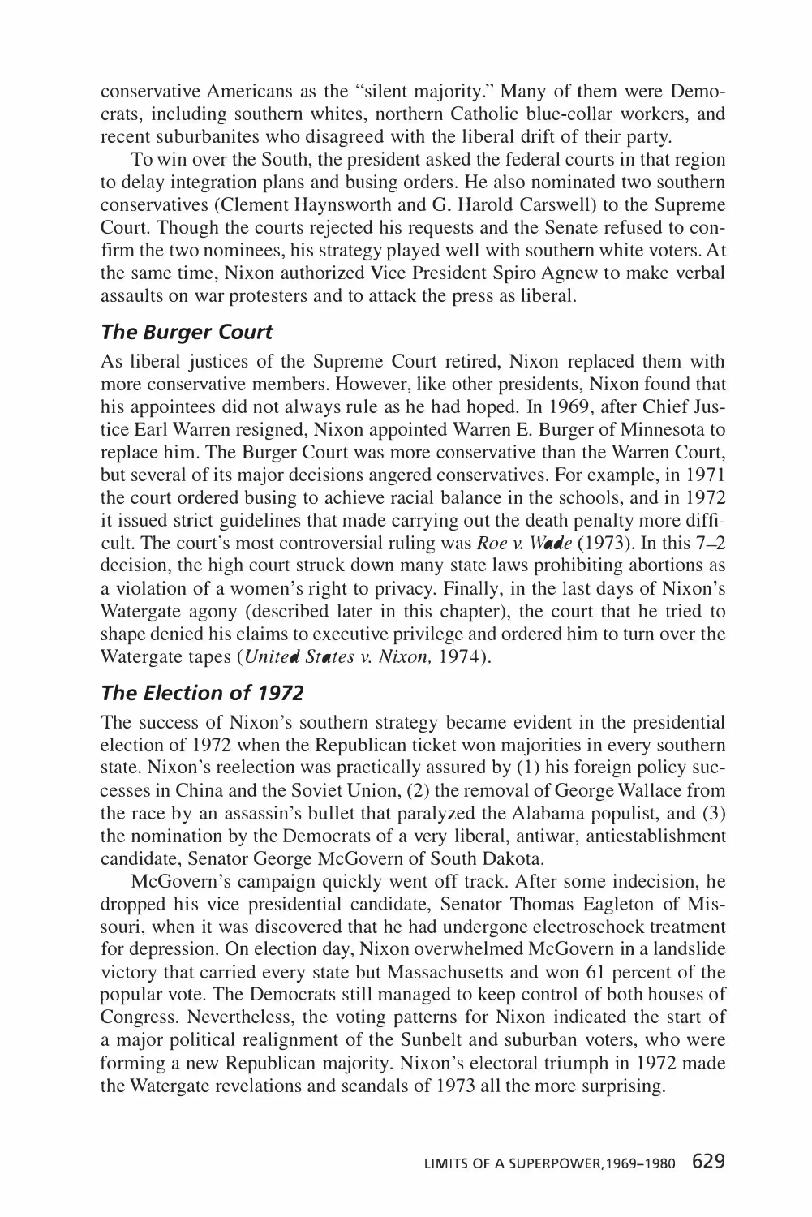conservative Americans as the "silent majority." Many of them were Democrats, including southern whites, northern Catholic blue-collar workers, and recent suburbanites who disagreed with the liberal drift of their party.

To win over the South, the president asked the federal courts in that region to delay integration plans and busing orders. He also nominated two southern conservatives (Clement Haynsworth and G. Harold Carswell) to the Supreme Court. Though the courts rejected his requests and the Senate refused to confirm the two nominees, his strategy played well with southern white voters. At the same time, Nixon authorized Vice President Spiro Agnew to make verbal assaults on war protesters and to attack the press as liberal.

### *The Burger Court*

As liberal justices of the Supreme Court retired, Nixon replaced them with more conservative members. However, like other presidents, Nixon found that his appointees did not always rule as he had hoped. In 1969, after Chief Justice Earl Warren resigned, Nixon appointed Warren E. Burger of Minnesota to replace him. The Burger Court was more conservative than the Warren Court, but several of its major decisions angered conservatives. For example, in 1971 the court ordered busing to achieve racial balance in the schools, and in 1972 it issued strict guidelines that made carrying out the death penalty more difficult. The court's most controversial ruling was *Roe v. Wade* (1973). In this 7–2 decision, the high court struck down many state laws prohibiting abortions as a violation of a women's right to privacy. Finally, in the last days of Nixon's Watergate agony (described later in this chapter), the court that he tried to shape denied his claims to executive privilege and ordered him to turn over the Watergate tapes (*United States v. Nixon,* 1974).

### *The Election of 1972*

The success of Nixon's southern strategy became evident in the presidential election of 1972 when the Republican ticket won majorities in every southern state. Nixon's reelection was practically assured by (1) his foreign policy successes in China and the Soviet Union, (2) the removal of George Wallace from the race by an assassin's bullet that paralyzed the Alabama populist, and (3) the nomination by the Democrats of a very liberal, antiwar, antiestablishment candidate, Senator George McGovern of South Dakota.

McGovern's campaign quickly went off track. After some indecision, he dropped his vice presidential candidate, Senator Thomas Eagleton of Missouri, when it was discovered that he had undergone electroschock treatment for depression. On election day, Nixon overwhelmed McGovern in a landslide victory that carried every state but Massachusetts and won 61 percent of the popular vote. The Democrats still managed to keep control of both houses of Congress. Nevertheless, the voting patterns for Nixon indicated the start of a major political realignment of the Sunbelt and suburban voters, who were forming a new Republican majority. Nixon's electoral triumph in 1972 made the Watergate revelations and scandals of 1973 all the more surprising.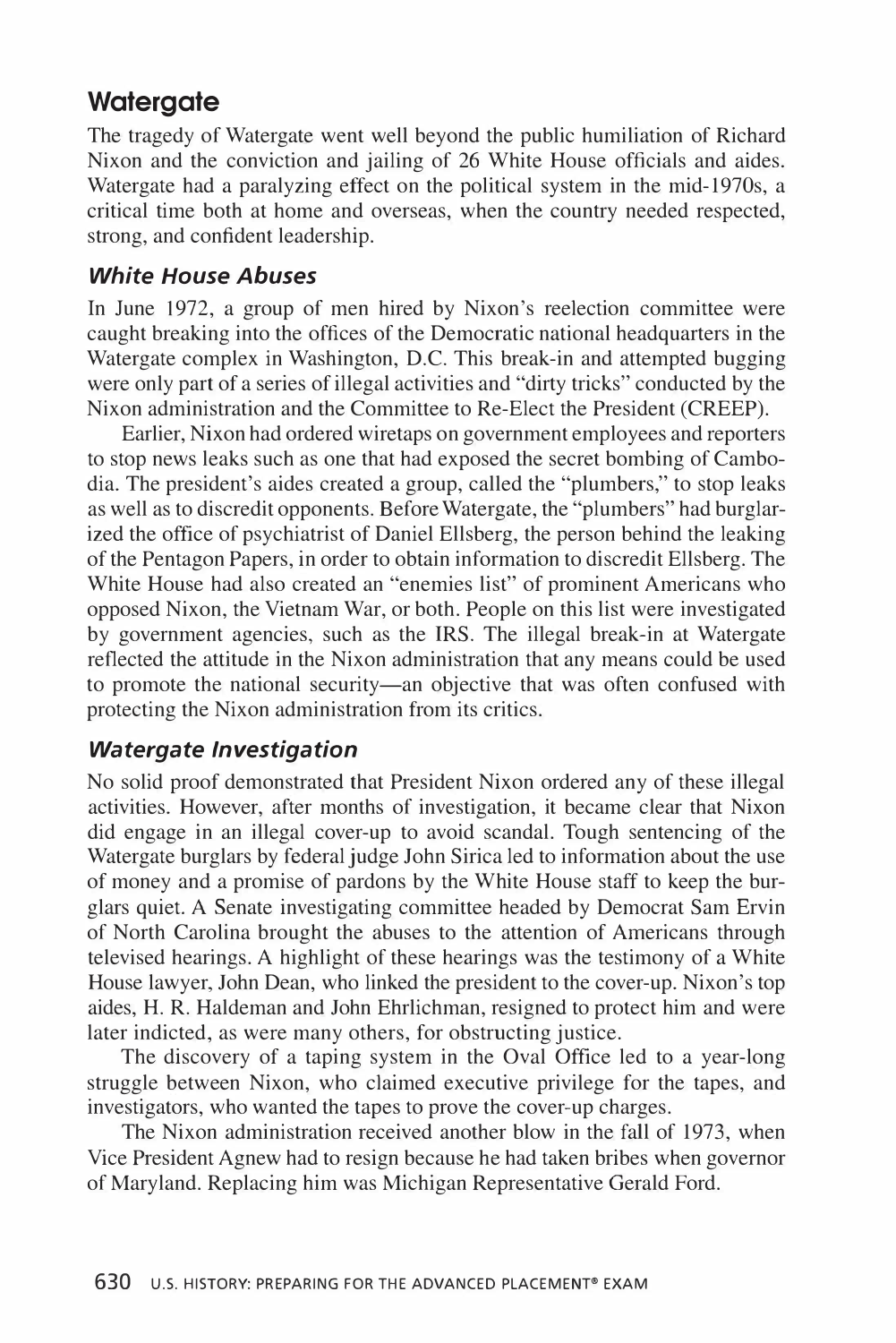## Watergate

The tragedy of Watergate went well beyond the public humiliation of Richard Nixon and the conviction and jailing of 26 White House officials and aides. Watergate had a paralyzing effect on the political system in the mid-1970s, a critical time both at home and overseas, when the country needed respected, strong, and confident leadership.

### *White House Abuses*

In June 1972, a group of men hired by Nixon's reelection committee were caught breaking into the offices of the Democratic national headquarters in the Watergate complex in Washington, D.C. This break-in and attempted bugging were only part of a series of illegal activities and "dirty tricks" conducted by the Nixon administration and the Committee to Re-Elect the President (CREEP).

Earlier, Nixon had ordered wiretaps on government employees and reporters to stop news leaks such as one that had exposed the secret bombing of Cambodia. The president's aides created a group, called the "plumbers," to stop leaks as well as to discredit opponents. Before Watergate, the "plumbers" had burglarized the office of psychiatrist of Daniel Ellsberg, the person behind the leaking of the Pentagon Papers, in order to obtain information to discredit Ellsberg. The White House had also created an "enemies list" of prominent Americans who opposed Nixon, the Vietnam War, or both. People on this list were investigated by government agencies, such as the IRS. The illegal break-in at Watergate reflected the attitude in the Nixon administration that any means could be used to promote the national security—an objective that was often confused with protecting the Nixon administration from its critics.

### *Watergate Investigation*

No solid proof demonstrated that President Nixon ordered any of these illegal activities. However, after months of investigation, it became clear that Nixon did engage in an illegal cover-up to avoid scandal. Tough sentencing of the Watergate burglars by federal judge John Sirica led to information about the use of money and a promise of pardons by the White House staff to keep the burglars quiet. A Senate investigating committee headed by Democrat Sam Ervin of North Carolina brought the abuses to the attention of Americans through televised hearings. A highlight of these hearings was the testimony of a White House lawyer, John Dean, who linked the president to the cover-up. Nixon's top aides, H. R. Haldeman and John Ehrlichman, resigned to protect him and were later indicted, as were many others, for obstructing justice.

The discovery of a taping system in the Oval Office led to a year-long struggle between Nixon, who claimed executive privilege for the tapes, and investigators, who wanted the tapes to prove the cover-up charges.

The Nixon administration received another blow in the fall of 1973, when Vice President Agnew had to resign because he had taken bribes when governor of Maryland. Replacing him was Michigan Representative Gerald Ford.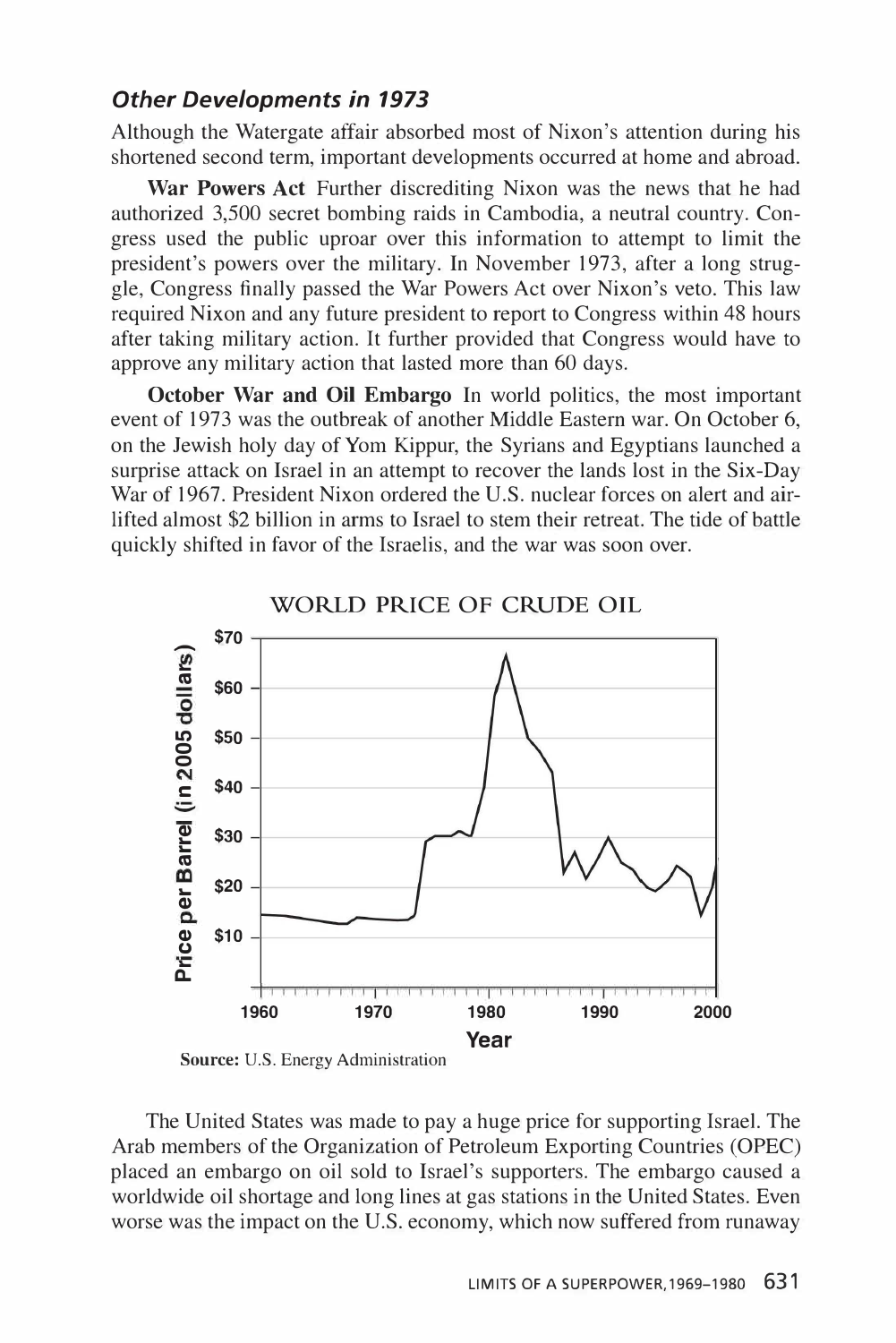### *Other Developments in 1973*

Although the Watergate affair absorbed most of Nixon's attention during his shortened second term, important developments occurred at home and abroad.

**War Powers Act** Further discrediting Nixon was the news that he had authorized 3,500 secret bombing raids in Cambodia, a neutral country. Congress used the public uproar over this information to attempt to limit the president's powers over the military. In November 1973, after a long struggle, Congress finally passed the War Powers Act over Nixon's veto. This law required Nixon and any future president to report to Congress within 48 hours after taking military action. It further provided that Congress would have to approve any military action that lasted more than 60 days.

**October War and Oil Embargo** In world politics, the most important event of 1973 was the outbreak of another Middle Eastern war. On October 6, on the Jewish holy day of Yom Kippur, the Syrians and Egyptians launched a surprise attack on Israel in an attempt to recover the lands lost in the Six-Day War of 1967. President Nixon ordered the U.S. nuclear forces on alert and airlifted almost $2 billion in arms to Israel to stem their retreat. The tide of battle quickly shifted in favor of the Israelis, and the war was soon over.

WORLD PRICE OF CRUDE OIL

Price per Barrel (in 2005 dollars): $10, $20, $30, $40, $50, $60, $70

Year: 1960, 1970, 1980, 1990, 2000

**Source:** U.S. Energy Administration

The United States was made to pay a huge price for supporting Israel. The Arab members of the Organization of Petroleum Exporting Countries (OPEC) placed an embargo on oil sold to Israel's supporters. The embargo caused a worldwide oil shortage and long lines at gas stations in the United States. Even worse was the impact on the U.S. economy, which now suffered from runaway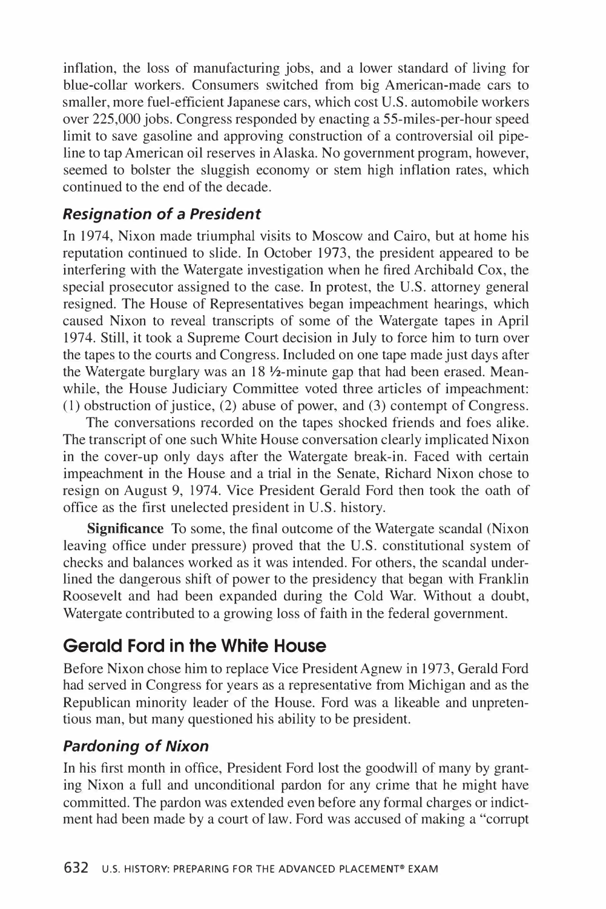inflation, the loss of manufacturing jobs, and a lower standard of living for blue-collar workers. Consumers switched from big American-made cars to smaller, more fuel-efficient Japanese cars, which cost U.S. automobile workers over 225,000 jobs. Congress responded by enacting a 55-miles-per-hour speed limit to save gasoline and approving construction of a controversial oil pipeline to tap American oil reserves in Alaska. No government program, however, seemed to bolster the sluggish economy or stem high inflation rates, which continued to the end of the decade.

### *Resignation of a President*

In 1974, Nixon made triumphal visits to Moscow and Cairo, but at home his reputation continued to slide. In October 1973, the president appeared to be interfering with the Watergate investigation when he fired Archibald Cox, the special prosecutor assigned to the case. In protest, the U.S. attorney general resigned. The House of Representatives began impeachment hearings, which caused Nixon to reveal transcripts of some of the Watergate tapes in April 1974. Still, it took a Supreme Court decision in July to force him to turn over the tapes to the courts and Congress. Included on one tape made just days after the Watergate burglary was an 18 ½-minute gap that had been erased. Meanwhile, the House Judiciary Committee voted three articles of impeachment: (1) obstruction of justice, (2) abuse of power, and (3) contempt of Congress.

The conversations recorded on the tapes shocked friends and foes alike. The transcript of one such White House conversation clearly implicated Nixon in the cover-up only days after the Watergate break-in. Faced with certain impeachment in the House and a trial in the Senate, Richard Nixon chose to resign on August 9, 1974. Vice President Gerald Ford then took the oath of office as the first unelected president in U.S. history.

**Significance** To some, the final outcome of the Watergate scandal (Nixon leaving office under pressure) proved that the U.S. constitutional system of checks and balances worked as it was intended. For others, the scandal underlined the dangerous shift of power to the presidency that began with Franklin Roosevelt and had been expanded during the Cold War. Without a doubt, Watergate contributed to a growing loss of faith in the federal government.

## Gerald Ford in the White House

Before Nixon chose him to replace Vice President Agnew in 1973, Gerald Ford had served in Congress for years as a representative from Michigan and as the Republican minority leader of the House. Ford was a likeable and unpretentious man, but many questioned his ability to be president.

### *Pardoning of Nixon*

In his first month in office, President Ford lost the goodwill of many by granting Nixon a full and unconditional pardon for any crime that he might have committed. The pardon was extended even before any formal charges or indictment had been made by a court of law. Ford was accused of making a "corrupt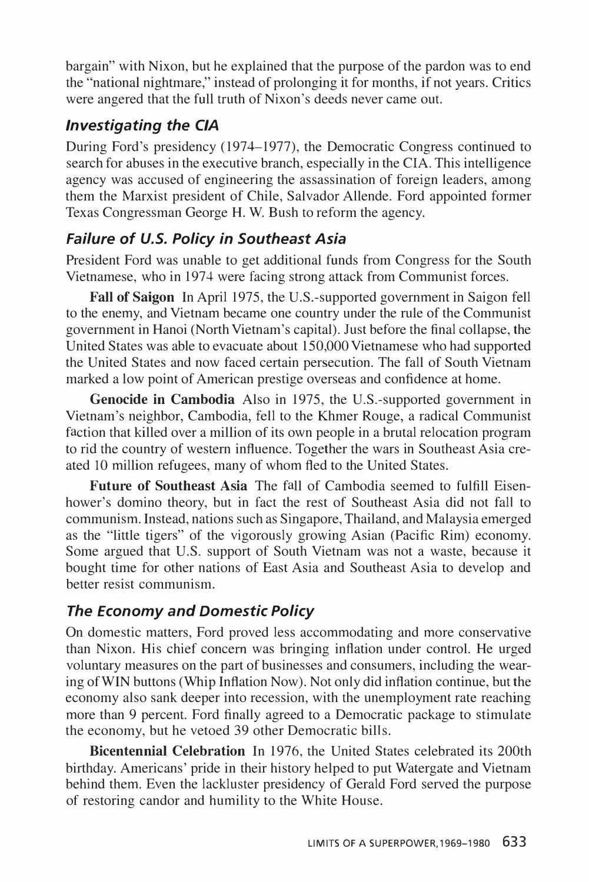bargain" with Nixon, but he explained that the purpose of the pardon was to end the "national nightmare," instead of prolonging it for months, if not years. Critics were angered that the full truth of Nixon's deeds never came out.

### *Investigating the CIA*

During Ford's presidency (1974–1977), the Democratic Congress continued to search for abuses in the executive branch, especially in the CIA. This intelligence agency was accused of engineering the assassination of foreign leaders, among them the Marxist president of Chile, Salvador Allende. Ford appointed former Texas Congressman George H. W. Bush to reform the agency.

### *Failure of U.S. Policy in Southeast Asia*

President Ford was unable to get additional funds from Congress for the South Vietnamese, who in 1974 were facing strong attack from Communist forces.

**Fall of Saigon** In April 1975, the U.S.-supported government in Saigon fell to the enemy, and Vietnam became one country under the rule of the Communist government in Hanoi (North Vietnam's capital). Just before the final collapse, the United States was able to evacuate about 150,000 Vietnamese who had supported the United States and now faced certain persecution. The fall of South Vietnam marked a low point of American prestige overseas and confidence at home.

**Genocide in Cambodia** Also in 1975, the U.S.-supported government in Vietnam's neighbor, Cambodia, fell to the Khmer Rouge, a radical Communist faction that killed over a million of its own people in a brutal relocation program to rid the country of western influence. Together the wars in Southeast Asia created 10 million refugees, many of whom fled to the United States.

**Future of Southeast Asia** The fall of Cambodia seemed to fulfill Eisenhower's domino theory, but in fact the rest of Southeast Asia did not fall to communism. Instead, nations such as Singapore, Thailand, and Malaysia emerged as the "little tigers" of the vigorously growing Asian (Pacific Rim) economy. Some argued that U.S. support of South Vietnam was not a waste, because it bought time for other nations of East Asia and Southeast Asia to develop and better resist communism.

### *The Economy and Domestic Policy*

On domestic matters, Ford proved less accommodating and more conservative than Nixon. His chief concern was bringing inflation under control. He urged voluntary measures on the part of businesses and consumers, including the wearing of WIN buttons (Whip Inflation Now). Not only did inflation continue, but the economy also sank deeper into recession, with the unemployment rate reaching more than 9 percent. Ford finally agreed to a Democratic package to stimulate the economy, but he vetoed 39 other Democratic bills.

**Bicentennial Celebration** In 1976, the United States celebrated its 200th birthday. Americans' pride in their history helped to put Watergate and Vietnam behind them. Even the lackluster presidency of Gerald Ford served the purpose of restoring candor and humility to the White House.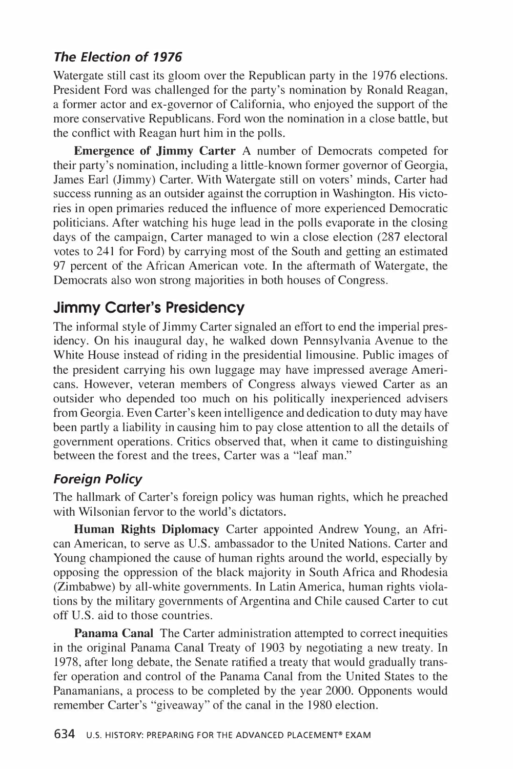### *The Election of 1976*

Watergate still cast its gloom over the Republican party in the 1976 elections. President Ford was challenged for the party's nomination by Ronald Reagan, a former actor and ex-governor of California, who enjoyed the support of the more conservative Republicans. Ford won the nomination in a close battle, but the conflict with Reagan hurt him in the polls.

**Emergence of Jimmy Carter** A number of Democrats competed for their party's nomination, including a little-known former governor of Georgia, James Earl (Jimmy) Carter. With Watergate still on voters' minds, Carter had success running as an outsider against the corruption in Washington. His victories in open primaries reduced the influence of more experienced Democratic politicians. After watching his huge lead in the polls evaporate in the closing days of the campaign, Carter managed to win a close election (287 electoral votes to 241 for Ford) by carrying most of the South and getting an estimated 97 percent of the African American vote. In the aftermath of Watergate, the Democrats also won strong majorities in both houses of Congress.

## Jimmy Carter's Presidency

The informal style of Jimmy Carter signaled an effort to end the imperial presidency. On his inaugural day, he walked down Pennsylvania Avenue to the White House instead of riding in the presidential limousine. Public images of the president carrying his own luggage may have impressed average Americans. However, veteran members of Congress always viewed Carter as an outsider who depended too much on his politically inexperienced advisers from Georgia. Even Carter's keen intelligence and dedication to duty may have been partly a liability in causing him to pay close attention to all the details of government operations. Critics observed that, when it came to distinguishing between the forest and the trees, Carter was a "leaf man."

### *Foreign Policy*

The hallmark of Carter's foreign policy was human rights, which he preached with Wilsonian fervor to the world's dictators.

**Human Rights Diplomacy** Carter appointed Andrew Young, an African American, to serve as U.S. ambassador to the United Nations. Carter and Young championed the cause of human rights around the world, especially by opposing the oppression of the black majority in South Africa and Rhodesia (Zimbabwe) by all-white governments. In Latin America, human rights violations by the military governments of Argentina and Chile caused Carter to cut off U.S. aid to those countries.

**Panama Canal** The Carter administration attempted to correct inequities in the original Panama Canal Treaty of 1903 by negotiating a new treaty. In 1978, after long debate, the Senate ratified a treaty that would gradually transfer operation and control of the Panama Canal from the United States to the Panamanians, a process to be completed by the year 2000. Opponents would remember Carter's "giveaway" of the canal in the 1980 election.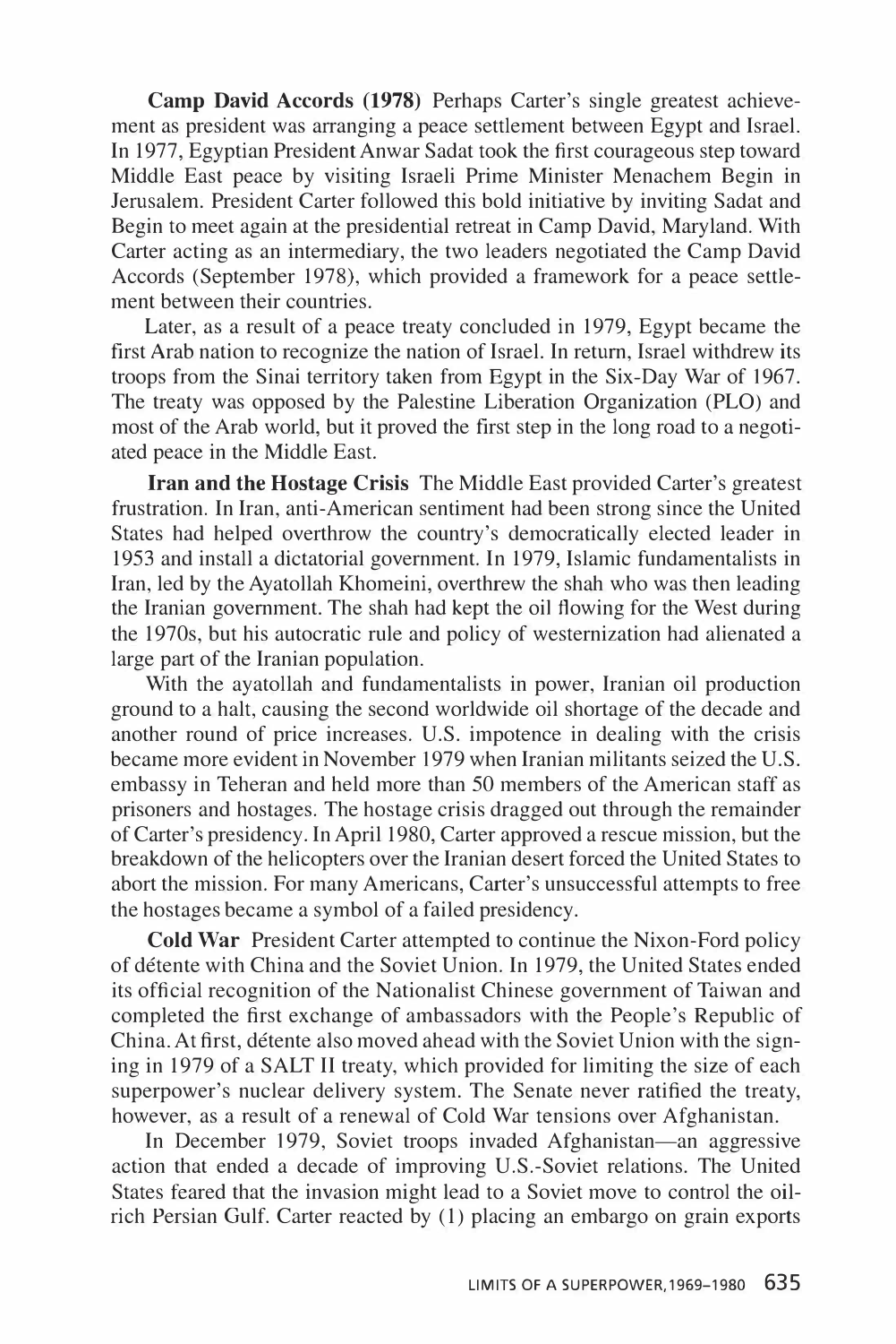**Camp David Accords (1978)** Perhaps Carter's single greatest achievement as president was arranging a peace settlement between Egypt and Israel. In 1977, Egyptian President Anwar Sadat took the first courageous step toward Middle East peace by visiting Israeli Prime Minister Menachem Begin in Jerusalem. President Carter followed this bold initiative by inviting Sadat and Begin to meet again at the presidential retreat in Camp David, Maryland. With Carter acting as an intermediary, the two leaders negotiated the Camp David Accords (September 1978), which provided a framework for a peace settlement between their countries.

Later, as a result of a peace treaty concluded in 1979, Egypt became the first Arab nation to recognize the nation of Israel. In return, Israel withdrew its troops from the Sinai territory taken from Egypt in the Six-Day War of 1967. The treaty was opposed by the Palestine Liberation Organization (PLO) and most of the Arab world, but it proved the first step in the long road to a negotiated peace in the Middle East.

**Iran and the Hostage Crisis** The Middle East provided Carter's greatest frustration. In Iran, anti-American sentiment had been strong since the United States had helped overthrow the country's democratically elected leader in 1953 and install a dictatorial government. In 1979, Islamic fundamentalists in Iran, led by the Ayatollah Khomeini, overthrew the shah who was then leading the Iranian government. The shah had kept the oil flowing for the West during the 1970s, but his autocratic rule and policy of westernization had alienated a large part of the Iranian population.

With the ayatollah and fundamentalists in power, Iranian oil production ground to a halt, causing the second worldwide oil shortage of the decade and another round of price increases. U.S. impotence in dealing with the crisis became more evident in November 1979 when Iranian militants seized the U.S. embassy in Teheran and held more than 50 members of the American staff as prisoners and hostages. The hostage crisis dragged out through the remainder of Carter's presidency. In April 1980, Carter approved a rescue mission, but the breakdown of the helicopters over the Iranian desert forced the United States to abort the mission. For many Americans, Carter's unsuccessful attempts to free the hostages became a symbol of a failed presidency.

**Cold War** President Carter attempted to continue the Nixon-Ford policy of détente with China and the Soviet Union. In 1979, the United States ended its official recognition of the Nationalist Chinese government of Taiwan and completed the first exchange of ambassadors with the People's Republic of China. At first, détente also moved ahead with the Soviet Union with the signing in 1979 of a SALT II treaty, which provided for limiting the size of each superpower's nuclear delivery system. The Senate never ratified the treaty, however, as a result of a renewal of Cold War tensions over Afghanistan.

In December 1979, Soviet troops invaded Afghanistan—an aggressive action that ended a decade of improving U.S.-Soviet relations. The United States feared that the invasion might lead to a Soviet move to control the oil-rich Persian Gulf. Carter reacted by (1) placing an embargo on grain exports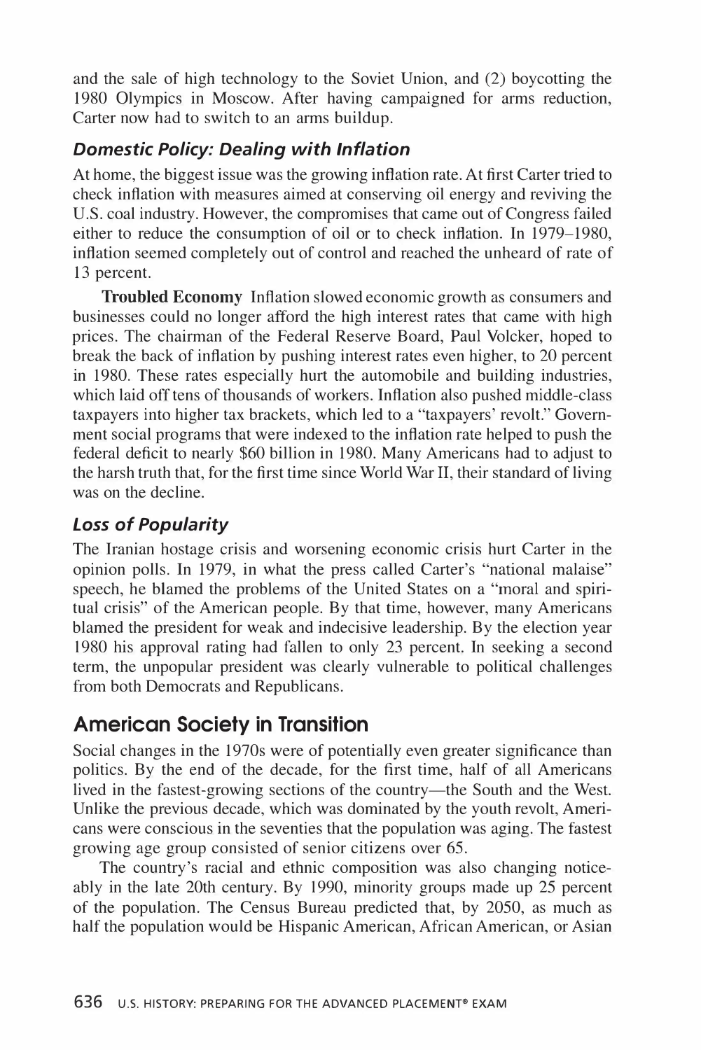and the sale of high technology to the Soviet Union, and (2) boycotting the 1980 Olympics in Moscow. After having campaigned for arms reduction, Carter now had to switch to an arms buildup.

### *Domestic Policy: Dealing with Inflation*

At home, the biggest issue was the growing inflation rate. At first Carter tried to check inflation with measures aimed at conserving oil energy and reviving the U.S. coal industry. However, the compromises that came out of Congress failed either to reduce the consumption of oil or to check inflation. In 1979–1980, inflation seemed completely out of control and reached the unheard of rate of 13 percent.

**Troubled Economy** Inflation slowed economic growth as consumers and businesses could no longer afford the high interest rates that came with high prices. The chairman of the Federal Reserve Board, Paul Volcker, hoped to break the back of inflation by pushing interest rates even higher, to 20 percent in 1980. These rates especially hurt the automobile and building industries, which laid off tens of thousands of workers. Inflation also pushed middle-class taxpayers into higher tax brackets, which led to a "taxpayers' revolt." Government social programs that were indexed to the inflation rate helped to push the federal deficit to nearly $60 billion in 1980. Many Americans had to adjust to the harsh truth that, for the first time since World War II, their standard of living was on the decline.

### *Loss of Popularity*

The Iranian hostage crisis and worsening economic crisis hurt Carter in the opinion polls. In 1979, in what the press called Carter's "national malaise" speech, he blamed the problems of the United States on a "moral and spiritual crisis" of the American people. By that time, however, many Americans blamed the president for weak and indecisive leadership. By the election year 1980 his approval rating had fallen to only 23 percent. In seeking a second term, the unpopular president was clearly vulnerable to political challenges from both Democrats and Republicans.

## American Society in Transition

Social changes in the 1970s were of potentially even greater significance than politics. By the end of the decade, for the first time, half of all Americans lived in the fastest-growing sections of the country—the South and the West. Unlike the previous decade, which was dominated by the youth revolt, Americans were conscious in the seventies that the population was aging. The fastest growing age group consisted of senior citizens over 65.

The country's racial and ethnic composition was also changing noticeably in the late 20th century. By 1990, minority groups made up 25 percent of the population. The Census Bureau predicted that, by 2050, as much as half the population would be Hispanic American, African American, or Asian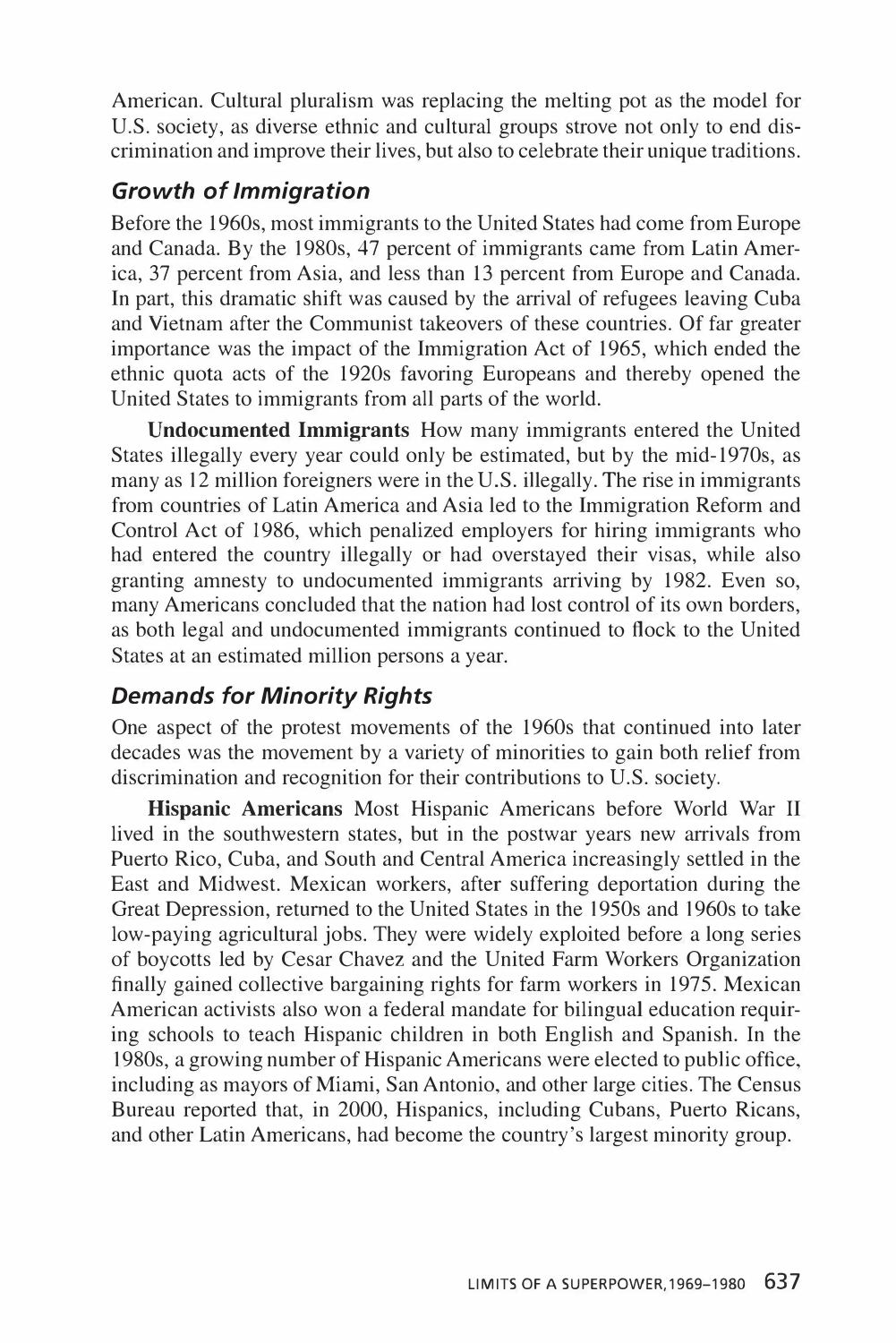American. Cultural pluralism was replacing the melting pot as the model for U.S. society, as diverse ethnic and cultural groups strove not only to end discrimination and improve their lives, but also to celebrate their unique traditions.

### *Growth of Immigration*

Before the 1960s, most immigrants to the United States had come from Europe and Canada. By the 1980s, 47 percent of immigrants came from Latin America, 37 percent from Asia, and less than 13 percent from Europe and Canada. In part, this dramatic shift was caused by the arrival of refugees leaving Cuba and Vietnam after the Communist takeovers of these countries. Of far greater importance was the impact of the Immigration Act of 1965, which ended the ethnic quota acts of the 1920s favoring Europeans and thereby opened the United States to immigrants from all parts of the world.

**Undocumented Immigrants** How many immigrants entered the United States illegally every year could only be estimated, but by the mid-1970s, as many as 12 million foreigners were in the U.S. illegally. The rise in immigrants from countries of Latin America and Asia led to the Immigration Reform and Control Act of 1986, which penalized employers for hiring immigrants who had entered the country illegally or had overstayed their visas, while also granting amnesty to undocumented immigrants arriving by 1982. Even so, many Americans concluded that the nation had lost control of its own borders, as both legal and undocumented immigrants continued to flock to the United States at an estimated million persons a year.

### *Demands for Minority Rights*

One aspect of the protest movements of the 1960s that continued into later decades was the movement by a variety of minorities to gain both relief from discrimination and recognition for their contributions to U.S. society.

**Hispanic Americans** Most Hispanic Americans before World War II lived in the southwestern states, but in the postwar years new arrivals from Puerto Rico, Cuba, and South and Central America increasingly settled in the East and Midwest. Mexican workers, after suffering deportation during the Great Depression, returned to the United States in the 1950s and 1960s to take low-paying agricultural jobs. They were widely exploited before a long series of boycotts led by Cesar Chavez and the United Farm Workers Organization finally gained collective bargaining rights for farm workers in 1975. Mexican American activists also won a federal mandate for bilingual education requiring schools to teach Hispanic children in both English and Spanish. In the 1980s, a growing number of Hispanic Americans were elected to public office, including as mayors of Miami, San Antonio, and other large cities. The Census Bureau reported that, in 2000, Hispanics, including Cubans, Puerto Ricans, and other Latin Americans, had become the country's largest minority group.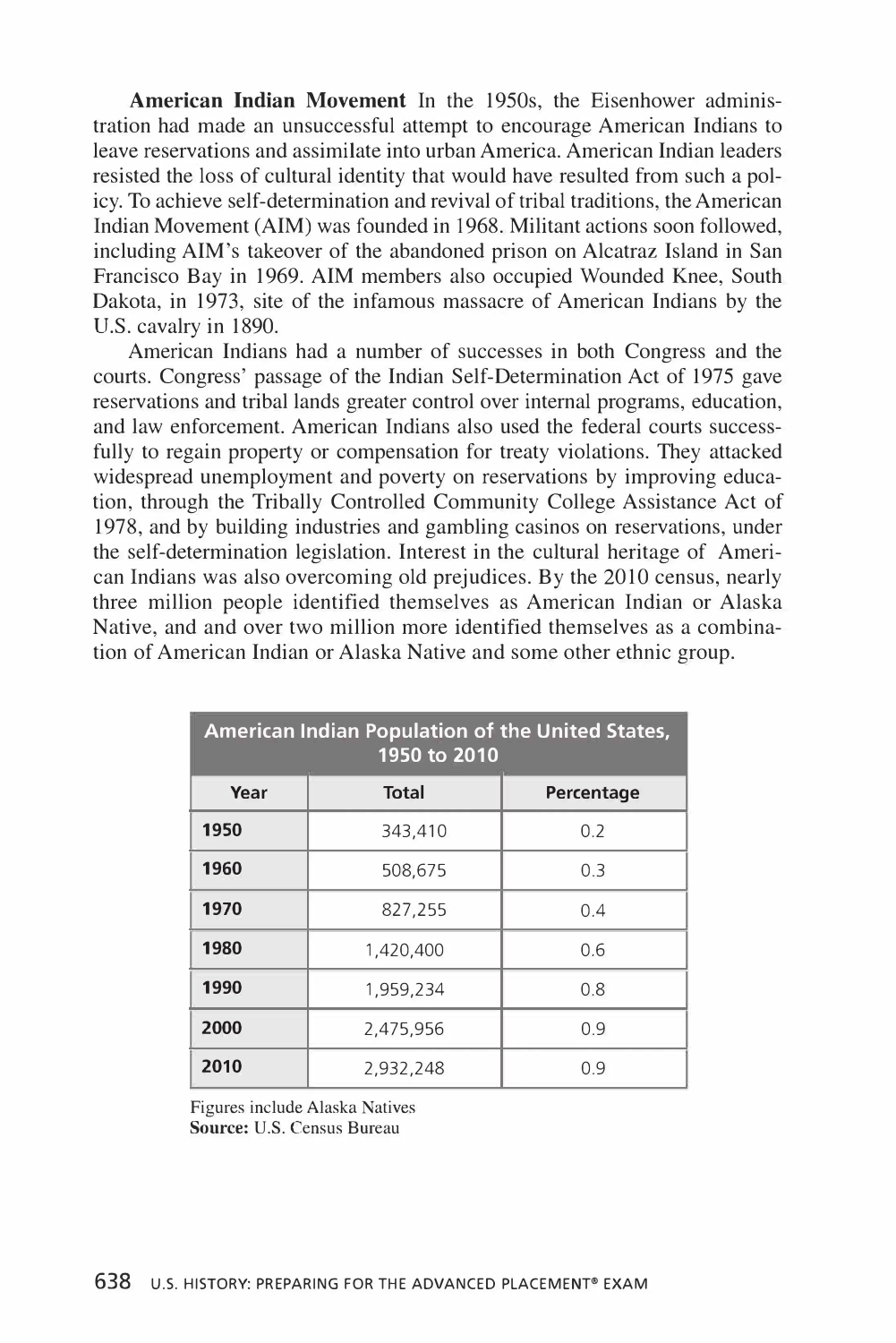**American Indian Movement** In the 1950s, the Eisenhower administration had made an unsuccessful attempt to encourage American Indians to leave reservations and assimilate into urban America. American Indian leaders resisted the loss of cultural identity that would have resulted from such a policy. To achieve self-determination and revival of tribal traditions, the American Indian Movement (AIM) was founded in 1968. Militant actions soon followed, including AIM's takeover of the abandoned prison on Alcatraz Island in San Francisco Bay in 1969. AIM members also occupied Wounded Knee, South Dakota, in 1973, site of the infamous massacre of American Indians by the U.S. cavalry in 1890.

American Indians had a number of successes in both Congress and the courts. Congress' passage of the Indian Self-Determination Act of 1975 gave reservations and tribal lands greater control over internal programs, education, and law enforcement. American Indians also used the federal courts successfully to regain property or compensation for treaty violations. They attacked widespread unemployment and poverty on reservations by improving education, through the Tribally Controlled Community College Assistance Act of 1978, and by building industries and gambling casinos on reservations, under the self-determination legislation. Interest in the cultural heritage of American Indians was also overcoming old prejudices. By the 2010 census, nearly three million people identified themselves as American Indian or Alaska Native, and and over two million more identified themselves as a combination of American Indian or Alaska Native and some other ethnic group.

**American Indian Population of the United States, 1950 to 2010**

| Year | Total | Percentage |
|---|---|---|
| **1950** | 343,410 | 0.2 |
| **1960** | 508,675 | 0.3 |
| **1970** | 827,255 | 0.4 |
| **1980** | 1,420,400 | 0.6 |
| **1990** | 1,959,234 | 0.8 |
| **2000** | 2,475,956 | 0.9 |
| **2010** | 2,932,248 | 0.9 |

Figures include Alaska Natives
**Source:** U.S. Census Bureau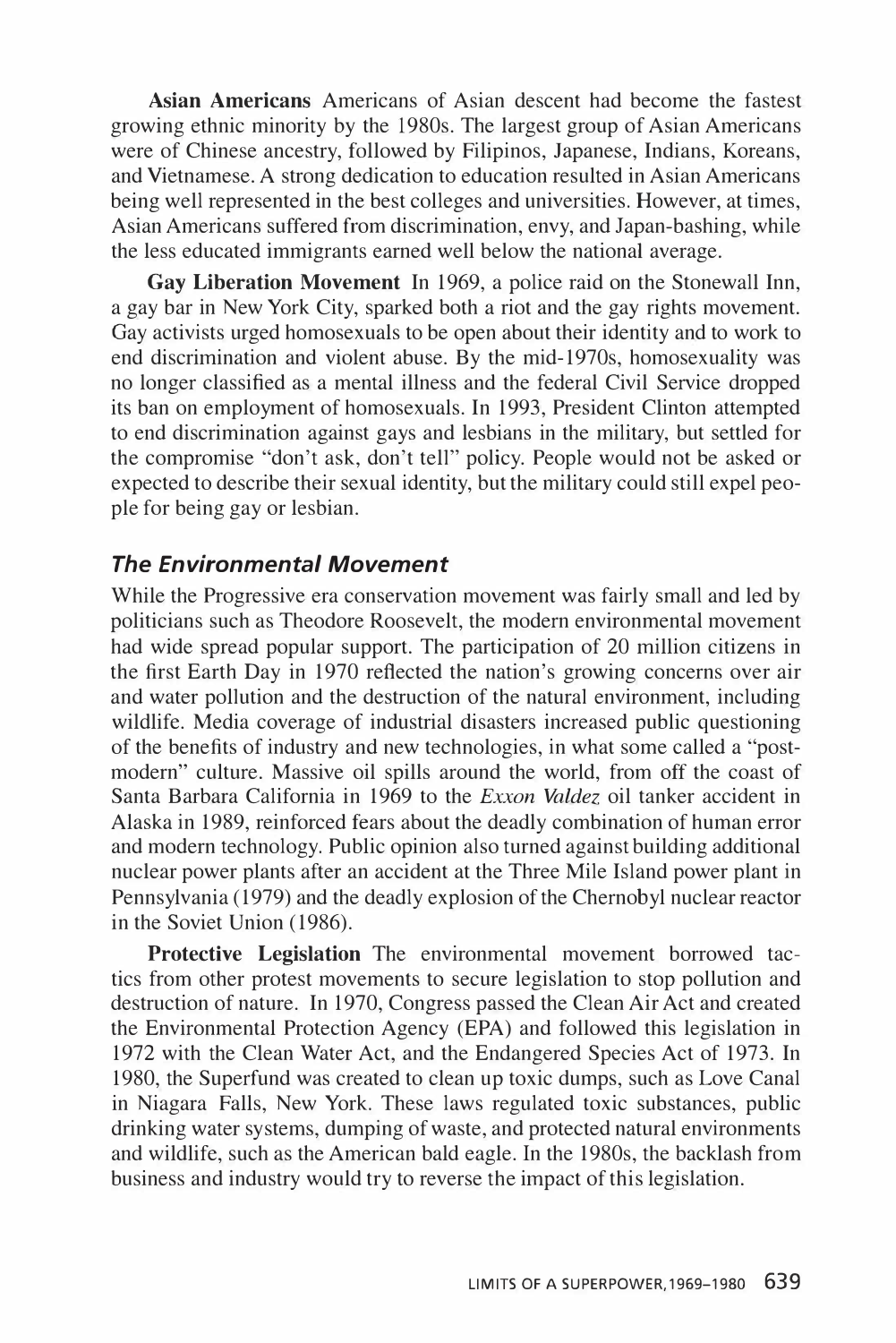**Asian Americans** Americans of Asian descent had become the fastest growing ethnic minority by the 1980s. The largest group of Asian Americans were of Chinese ancestry, followed by Filipinos, Japanese, Indians, Koreans, and Vietnamese. A strong dedication to education resulted in Asian Americans being well represented in the best colleges and universities. However, at times, Asian Americans suffered from discrimination, envy, and Japan-bashing, while the less educated immigrants earned well below the national average.

**Gay Liberation Movement** In 1969, a police raid on the Stonewall Inn, a gay bar in New York City, sparked both a riot and the gay rights movement. Gay activists urged homosexuals to be open about their identity and to work to end discrimination and violent abuse. By the mid-1970s, homosexuality was no longer classified as a mental illness and the federal Civil Service dropped its ban on employment of homosexuals. In 1993, President Clinton attempted to end discrimination against gays and lesbians in the military, but settled for the compromise "don't ask, don't tell" policy. People would not be asked or expected to describe their sexual identity, but the military could still expel people for being gay or lesbian.

### *The Environmental Movement*

While the Progressive era conservation movement was fairly small and led by politicians such as Theodore Roosevelt, the modern environmental movement had wide spread popular support. The participation of 20 million citizens in the first Earth Day in 1970 reflected the nation's growing concerns over air and water pollution and the destruction of the natural environment, including wildlife. Media coverage of industrial disasters increased public questioning of the benefits of industry and new technologies, in what some called a "post-modern" culture. Massive oil spills around the world, from off the coast of Santa Barbara California in 1969 to the *Exxon Valdez* oil tanker accident in Alaska in 1989, reinforced fears about the deadly combination of human error and modern technology. Public opinion also turned against building additional nuclear power plants after an accident at the Three Mile Island power plant in Pennsylvania (1979) and the deadly explosion of the Chernobyl nuclear reactor in the Soviet Union (1986).

**Protective Legislation** The environmental movement borrowed tactics from other protest movements to secure legislation to stop pollution and destruction of nature. In 1970, Congress passed the Clean Air Act and created the Environmental Protection Agency (EPA) and followed this legislation in 1972 with the Clean Water Act, and the Endangered Species Act of 1973. In 1980, the Superfund was created to clean up toxic dumps, such as Love Canal in Niagara Falls, New York. These laws regulated toxic substances, public drinking water systems, dumping of waste, and protected natural environments and wildlife, such as the American bald eagle. In the 1980s, the backlash from business and industry would try to reverse the impact of this legislation.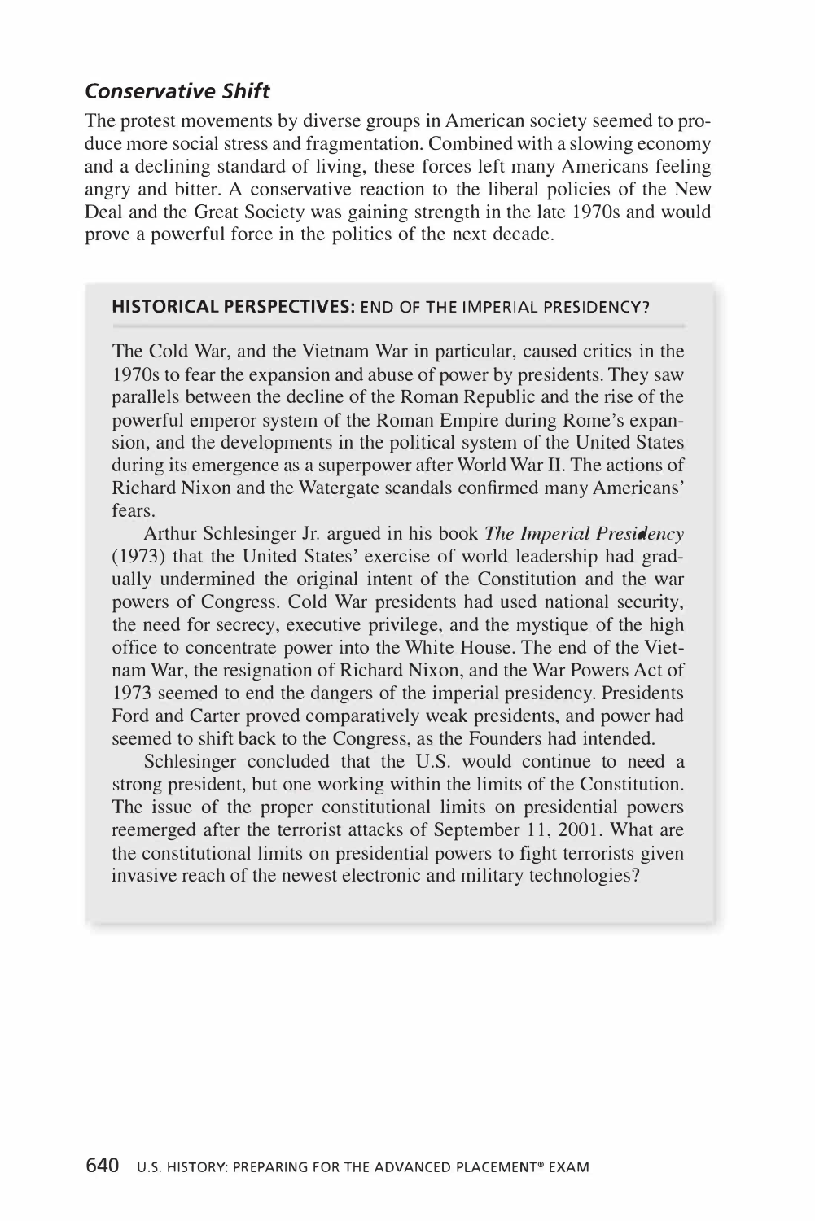### *Conservative Shift*

The protest movements by diverse groups in American society seemed to produce more social stress and fragmentation. Combined with a slowing economy and a declining standard of living, these forces left many Americans feeling angry and bitter. A conservative reaction to the liberal policies of the New Deal and the Great Society was gaining strength in the late 1970s and would prove a powerful force in the politics of the next decade.

**HISTORICAL PERSPECTIVES:** END OF THE IMPERIAL PRESIDENCY?

The Cold War, and the Vietnam War in particular, caused critics in the 1970s to fear the expansion and abuse of power by presidents. They saw parallels between the decline of the Roman Republic and the rise of the powerful emperor system of the Roman Empire during Rome's expansion, and the developments in the political system of the United States during its emergence as a superpower after World War II. The actions of Richard Nixon and the Watergate scandals confirmed many Americans' fears.

Arthur Schlesinger Jr. argued in his book ***The Imperial Presidency*** (1973) that the United States' exercise of world leadership had gradually undermined the original intent of the Constitution and the war powers of Congress. Cold War presidents had used national security, the need for secrecy, executive privilege, and the mystique of the high office to concentrate power into the White House. The end of the Vietnam War, the resignation of Richard Nixon, and the War Powers Act of 1973 seemed to end the dangers of the imperial presidency. Presidents Ford and Carter proved comparatively weak presidents, and power had seemed to shift back to the Congress, as the Founders had intended.

Schlesinger concluded that the U.S. would continue to need a strong president, but one working within the limits of the Constitution. The issue of the proper constitutional limits on presidential powers reemerged after the terrorist attacks of September 11, 2001. What are the constitutional limits on presidential powers to fight terrorists given invasive reach of the newest electronic and military technologies?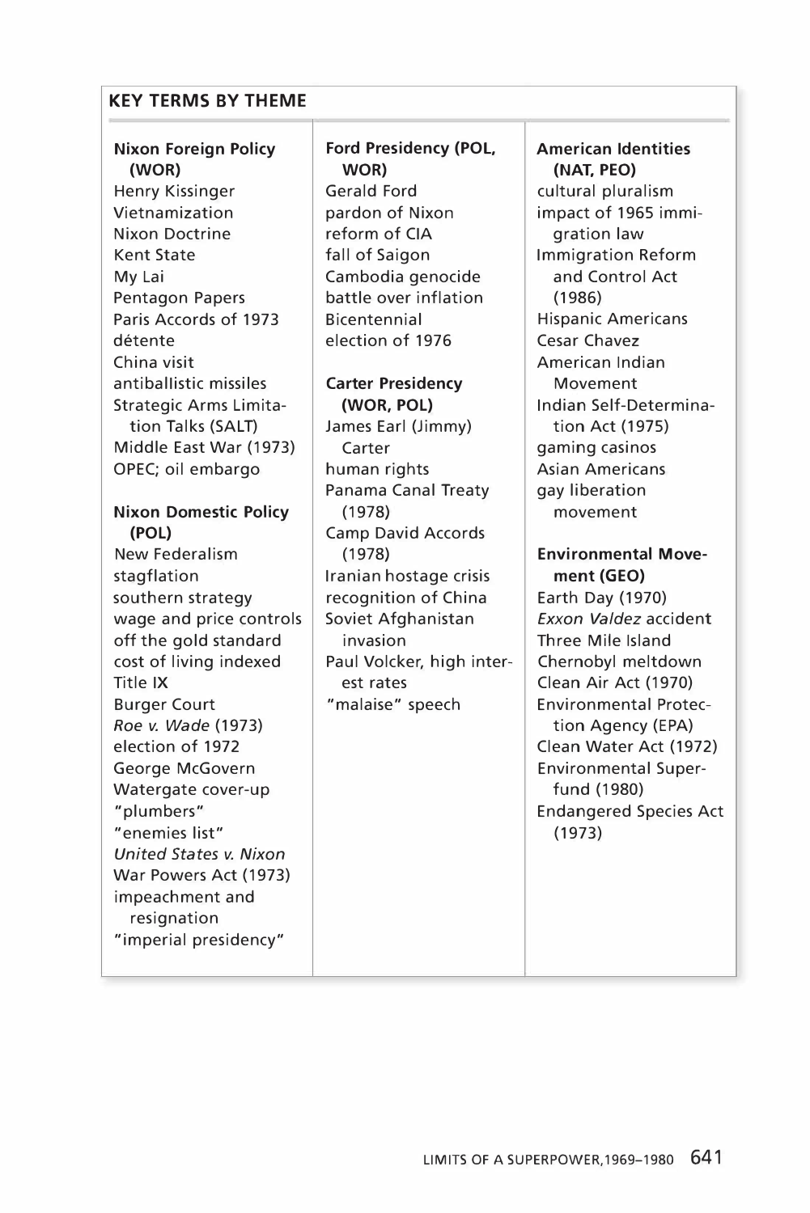## KEY TERMS BY THEME

**Nixon Foreign Policy (WOR)**
- Henry Kissinger
- Vietnamization
- Nixon Doctrine
- Kent State
- My Lai
- Pentagon Papers
- Paris Accords of 1973
- détente
- China visit
- antiballistic missiles
- Strategic Arms Limitation Talks (SALT)
- Middle East War (1973)
- OPEC; oil embargo

**Nixon Domestic Policy (POL)**
- New Federalism
- stagflation
- southern strategy
- wage and price controls
- off the gold standard
- cost of living indexed
- Title IX
- Burger Court
- *Roe v. Wade* (1973)
- election of 1972
- George McGovern
- Watergate cover-up
- "plumbers"
- "enemies list"
- *United States v. Nixon*
- War Powers Act (1973)
- impeachment and resignation
- "imperial presidency"

**Ford Presidency (POL, WOR)**
- Gerald Ford
- pardon of Nixon
- reform of CIA
- fall of Saigon
- Cambodia genocide
- battle over inflation
- Bicentennial
- election of 1976

**Carter Presidency (WOR, POL)**
- James Earl (Jimmy) Carter
- human rights
- Panama Canal Treaty (1978)
- Camp David Accords (1978)
- Iranian hostage crisis
- recognition of China
- Soviet Afghanistan invasion
- Paul Volcker, high interest rates
- "malaise" speech

**American Identities (NAT, PEO)**
- cultural pluralism
- impact of 1965 immigration law
- Immigration Reform and Control Act (1986)
- Hispanic Americans
- Cesar Chavez
- American Indian Movement
- Indian Self-Determination Act (1975)
- gaming casinos
- Asian Americans
- gay liberation movement

**Environmental Movement (GEO)**
- Earth Day (1970)
- *Exxon Valdez* accident
- Three Mile Island
- Chernobyl meltdown
- Clean Air Act (1970)
- Environmental Protection Agency (EPA)
- Clean Water Act (1972)
- Environmental Superfund (1980)
- Endangered Species Act (1973)